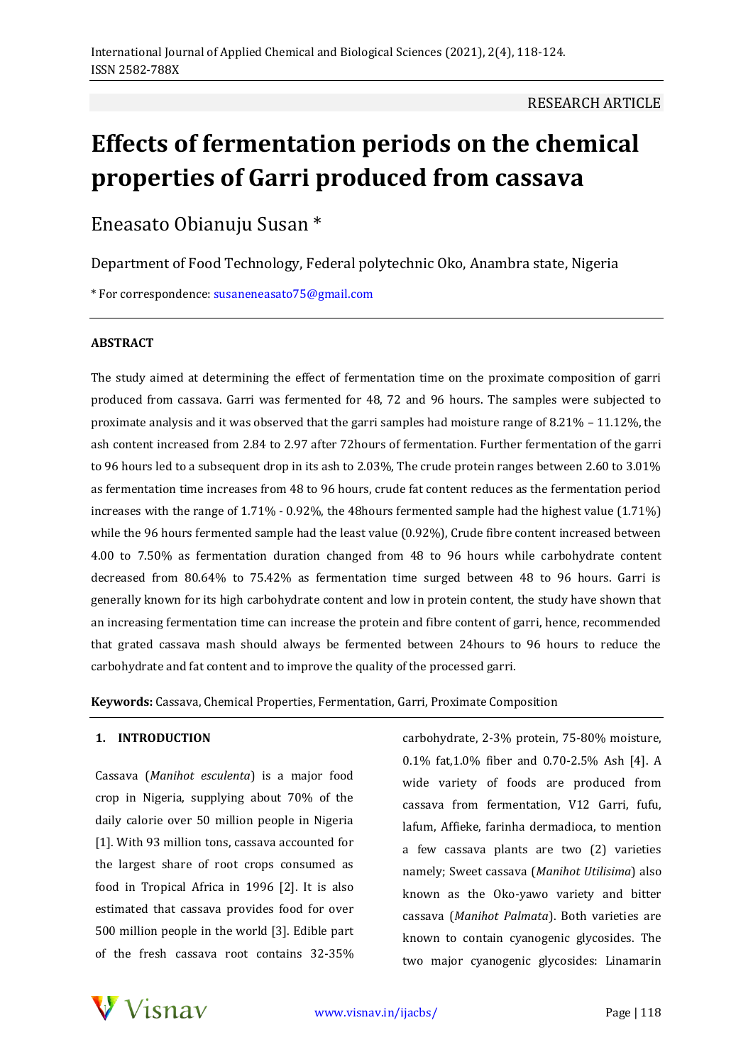RESEARCH ARTICLE

# Effects of fermentation periods on the chemical properties of Garri produced from cassava

Eneasato Obianuju Susan *

Department of Food Technology, Federal polytechnic Oko, Anambra state, Nigeria

* For correspondence: susaneneasato75@gmail.com

## ABSTRACT

The study aimed at determining the effect of fermentation time on the proximate composition of garri produced from cassava. Garri was fermented for 48, 72 and 96 hours. The samples were subjected to proximate analysis and it was observed that the garri samples had moisture range of 8.21% – 11.12%, the ash content increased from 2.84 to 2.97 after 72hours of fermentation. Further fermentation of the garri to 96 hours led to a subsequent drop in its ash to 2.03%, The crude protein ranges between 2.60 to 3.01% as fermentation time increases from 48 to 96 hours, crude fat content reduces as the fermentation period increases with the range of 1.71% - 0.92%, the 48hours fermented sample had the highest value (1.71%) while the 96 hours fermented sample had the least value (0.92%), Crude fibre content increased between 4.00 to 7.50% as fermentation duration changed from 48 to 96 hours while carbohydrate content decreased from 80.64% to 75.42% as fermentation time surged between 48 to 96 hours. Garri is generally known for its high carbohydrate content and low in protein content, the study have shown that an increasing fermentation time can increase the protein and fibre content of garri, hence, recommended that grated cassava mash should always be fermented between 24hours to 96 hours to reduce the carbohydrate and fat content and to improve the quality of the processed garri.

**Keywords:** Cassava, Chemical Properties, Fermentation, Garri, Proximate Composition

## 1. INTRODUCTION

Cassava (*Manihot esculenta*) is a major food crop in Nigeria, supplying about 70% of the daily calorie over 50 million people in Nigeria [1]. With 93 million tons, cassava accounted for the largest share of root crops consumed as food in Tropical Africa in 1996 [2]. It is also estimated that cassava provides food for over 500 million people in the world [3]. Edible part of the fresh cassava root contains 32-35% carbohydrate, 2-3% protein, 75-80% moisture, 0.1% fat,1.0% fiber and 0.70-2.5% Ash [4]. A wide variety of foods are produced from cassava from fermentation, V12 Garri, fufu, lafum, Affieke, farinha dermadioca, to mention a few cassava plants are two (2) varieties namely; Sweet cassava (*Manihot Utilisima*) also known as the Oko-yawo variety and bitter cassava (*Manihot Palmata*). Both varieties are known to contain cyanogenic glycosides. The two major cyanogenic glycosides: Linamarin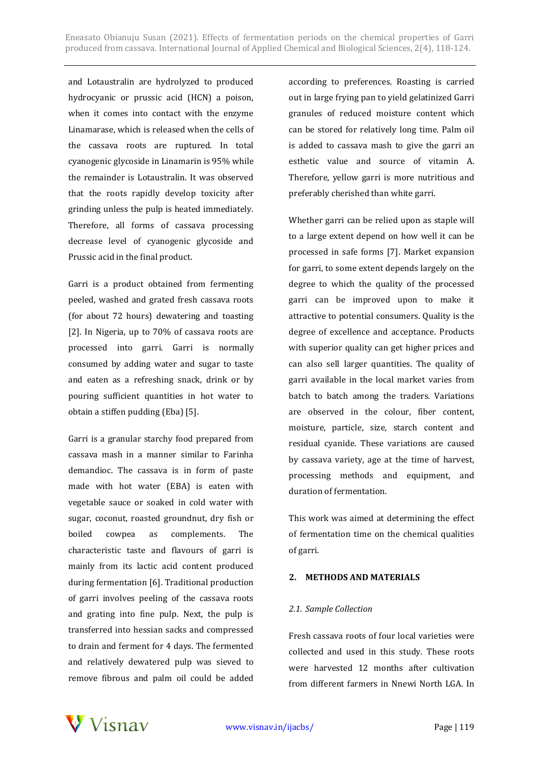and Lotaustralin are hydrolyzed to produced hydrocyanic or prussic acid (HCN) a poison, when it comes into contact with the enzyme Linamarase, which is released when the cells of the cassava roots are ruptured. In total cyanogenic glycoside in Linamarin is 95% while the remainder is Lotaustralin. It was observed that the roots rapidly develop toxicity after grinding unless the pulp is heated immediately. Therefore, all forms of cassava processing decrease level of cyanogenic glycoside and Prussic acid in the final product.

Garri is a product obtained from fermenting peeled, washed and grated fresh cassava roots (for about 72 hours) dewatering and toasting [2]. In Nigeria, up to 70% of cassava roots are processed into garri. Garri is normally consumed by adding water and sugar to taste and eaten as a refreshing snack, drink or by pouring sufficient quantities in hot water to obtain a stiffen pudding (Eba) [5].

Garri is a granular starchy food prepared from cassava mash in a manner similar to Farinha demandioc. The cassava is in form of paste made with hot water (EBA) is eaten with vegetable sauce or soaked in cold water with sugar, coconut, roasted groundnut, dry fish or boiled cowpea as complements. The characteristic taste and flavours of garri is mainly from its lactic acid content produced during fermentation [6]. Traditional production of garri involves peeling of the cassava roots and grating into fine pulp. Next, the pulp is transferred into hessian sacks and compressed to drain and ferment for 4 days. The fermented and relatively dewatered pulp was sieved to remove fibrous and palm oil could be added according to preferences. Roasting is carried out in large frying pan to yield gelatinized Garri granules of reduced moisture content which can be stored for relatively long time. Palm oil is added to cassava mash to give the garri an esthetic value and source of vitamin A. Therefore, yellow garri is more nutritious and preferably cherished than white garri.

Whether garri can be relied upon as staple will to a large extent depend on how well it can be processed in safe forms [7]. Market expansion for garri, to some extent depends largely on the degree to which the quality of the processed garri can be improved upon to make it attractive to potential consumers. Quality is the degree of excellence and acceptance. Products with superior quality can get higher prices and can also sell larger quantities. The quality of garri available in the local market varies from batch to batch among the traders. Variations are observed in the colour, fiber content, moisture, particle, size, starch content and residual cyanide. These variations are caused by cassava variety, age at the time of harvest, processing methods and equipment, and duration of fermentation.

This work was aimed at determining the effect of fermentation time on the chemical qualities of garri.

## 2. METHODS AND MATERIALS

### *2.1. Sample Collection*

Fresh cassava roots of four local varieties were collected and used in this study. These roots were harvested 12 months after cultivation from different farmers in Nnewi North LGA. In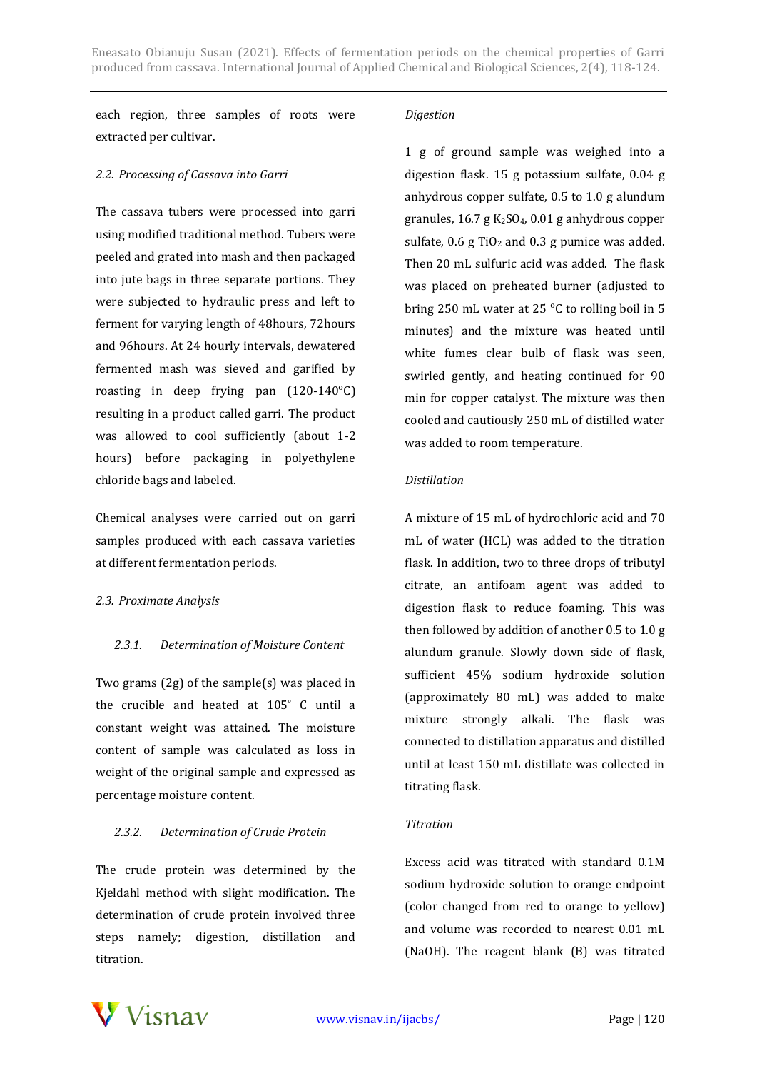each region, three samples of roots were extracted per cultivar.

### 2.2. Processing of Cassava into Garri

The cassava tubers were processed into garri using modified traditional method. Tubers were peeled and grated into mash and then packaged into jute bags in three separate portions. They were subjected to hydraulic press and left to ferment for varying length of 48hours, 72hours and 96hours. At 24 hourly intervals, dewatered fermented mash was sieved and garified by roasting in deep frying pan (120-140°C) resulting in a product called garri. The product was allowed to cool sufficiently (about 1-2 hours) before packaging in polyethylene chloride bags and labeled.

Chemical analyses were carried out on garri samples produced with each cassava varieties at different fermentation periods.

### 2.3. Proximate Analysis

#### 2.3.1. Determination of Moisture Content

Two grams (2g) of the sample(s) was placed in the crucible and heated at 105° C until a constant weight was attained. The moisture content of sample was calculated as loss in weight of the original sample and expressed as percentage moisture content.

#### 2.3.2. Determination of Crude Protein

The crude protein was determined by the Kjeldahl method with slight modification. The determination of crude protein involved three steps namely; digestion, distillation and titration.

*Digestion*

1 g of ground sample was weighed into a digestion flask. 15 g potassium sulfate, 0.04 g anhydrous copper sulfate, 0.5 to 1.0 g alundum granules, 16.7 g $K_2SO_4$, 0.01 g anhydrous copper sulfate, 0.6 g $TiO_2$ and 0.3 g pumice was added. Then 20 mL sulfuric acid was added. The flask was placed on preheated burner (adjusted to bring 250 mL water at 25 °C to rolling boil in 5 minutes) and the mixture was heated until white fumes clear bulb of flask was seen, swirled gently, and heating continued for 90 min for copper catalyst. The mixture was then cooled and cautiously 250 mL of distilled water was added to room temperature.

*Distillation*

A mixture of 15 mL of hydrochloric acid and 70 mL of water (HCL) was added to the titration flask. In addition, two to three drops of tributyl citrate, an antifoam agent was added to digestion flask to reduce foaming. This was then followed by addition of another 0.5 to 1.0 g alundum granule. Slowly down side of flask, sufficient 45% sodium hydroxide solution (approximately 80 mL) was added to make mixture strongly alkali. The flask was connected to distillation apparatus and distilled until at least 150 mL distillate was collected in titrating flask.

*Titration*

Excess acid was titrated with standard 0.1M sodium hydroxide solution to orange endpoint (color changed from red to orange to yellow) and volume was recorded to nearest 0.01 mL (NaOH). The reagent blank (B) was titrated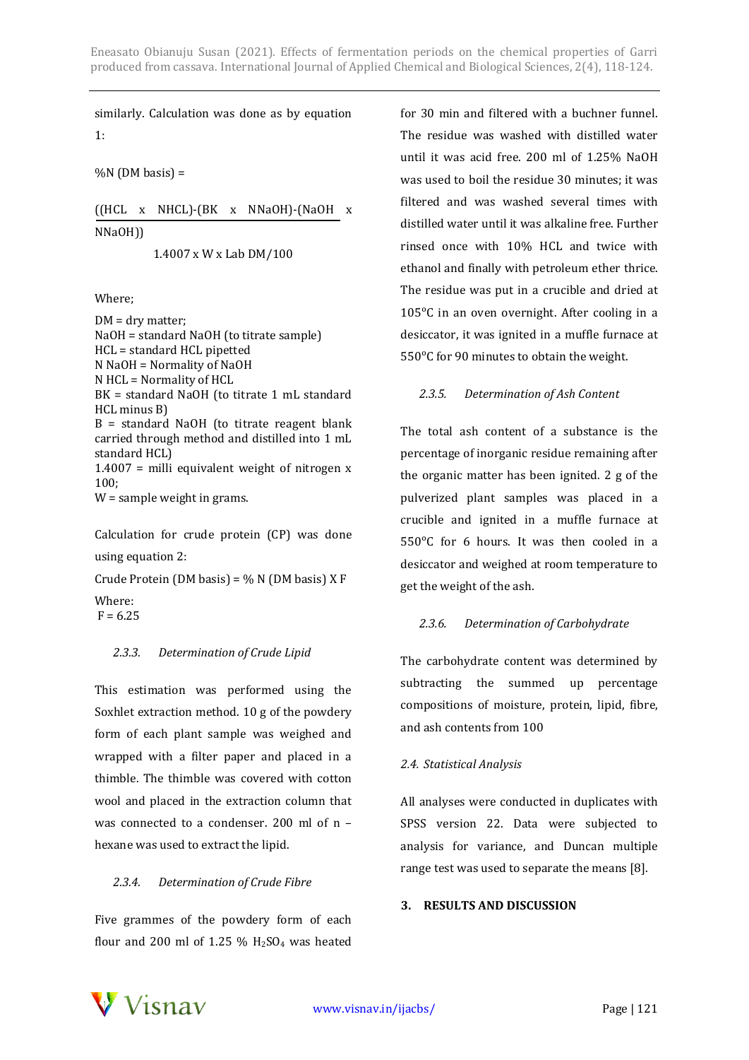similarly. Calculation was done as by equation 1:

$$\%N \text{ (DM basis)} = \frac{((HCL \times NHCL)-(BK \times NNaOH)-(NaOH \times NNaOH))}{1.4007 \times W \times Lab\ DM/100}$$

Where;

DM = dry matter;
NaOH = standard NaOH (to titrate sample)
HCL = standard HCL pipetted
N NaOH = Normality of NaOH
N HCL = Normality of HCL
BK = standard NaOH (to titrate 1 mL standard HCL minus B)
B = standard NaOH (to titrate reagent blank carried through method and distilled into 1 mL standard HCL)
1.4007 = milli equivalent weight of nitrogen x 100;
W = sample weight in grams.

Calculation for crude protein (CP) was done using equation 2:

Crude Protein (DM basis) = % N (DM basis) X F

Where:
F = 6.25

### *2.3.3. Determination of Crude Lipid*

This estimation was performed using the Soxhlet extraction method. 10 g of the powdery form of each plant sample was weighed and wrapped with a filter paper and placed in a thimble. The thimble was covered with cotton wool and placed in the extraction column that was connected to a condenser. 200 ml of n – hexane was used to extract the lipid.

### *2.3.4. Determination of Crude Fibre*

Five grammes of the powdery form of each flour and 200 ml of 1.25 % $H_2SO_4$ was heated for 30 min and filtered with a buchner funnel. The residue was washed with distilled water until it was acid free. 200 ml of 1.25% NaOH was used to boil the residue 30 minutes; it was filtered and was washed several times with distilled water until it was alkaline free. Further rinsed once with 10% HCL and twice with ethanol and finally with petroleum ether thrice. The residue was put in a crucible and dried at 105°C in an oven overnight. After cooling in a desiccator, it was ignited in a muffle furnace at 550°C for 90 minutes to obtain the weight.

### *2.3.5. Determination of Ash Content*

The total ash content of a substance is the percentage of inorganic residue remaining after the organic matter has been ignited. 2 g of the pulverized plant samples was placed in a crucible and ignited in a muffle furnace at 550°C for 6 hours. It was then cooled in a desiccator and weighed at room temperature to get the weight of the ash.

### *2.3.6. Determination of Carbohydrate*

The carbohydrate content was determined by subtracting the summed up percentage compositions of moisture, protein, lipid, fibre, and ash contents from 100

### *2.4. Statistical Analysis*

All analyses were conducted in duplicates with SPSS version 22. Data were subjected to analysis for variance, and Duncan multiple range test was used to separate the means [8].

## 3. RESULTS AND DISCUSSION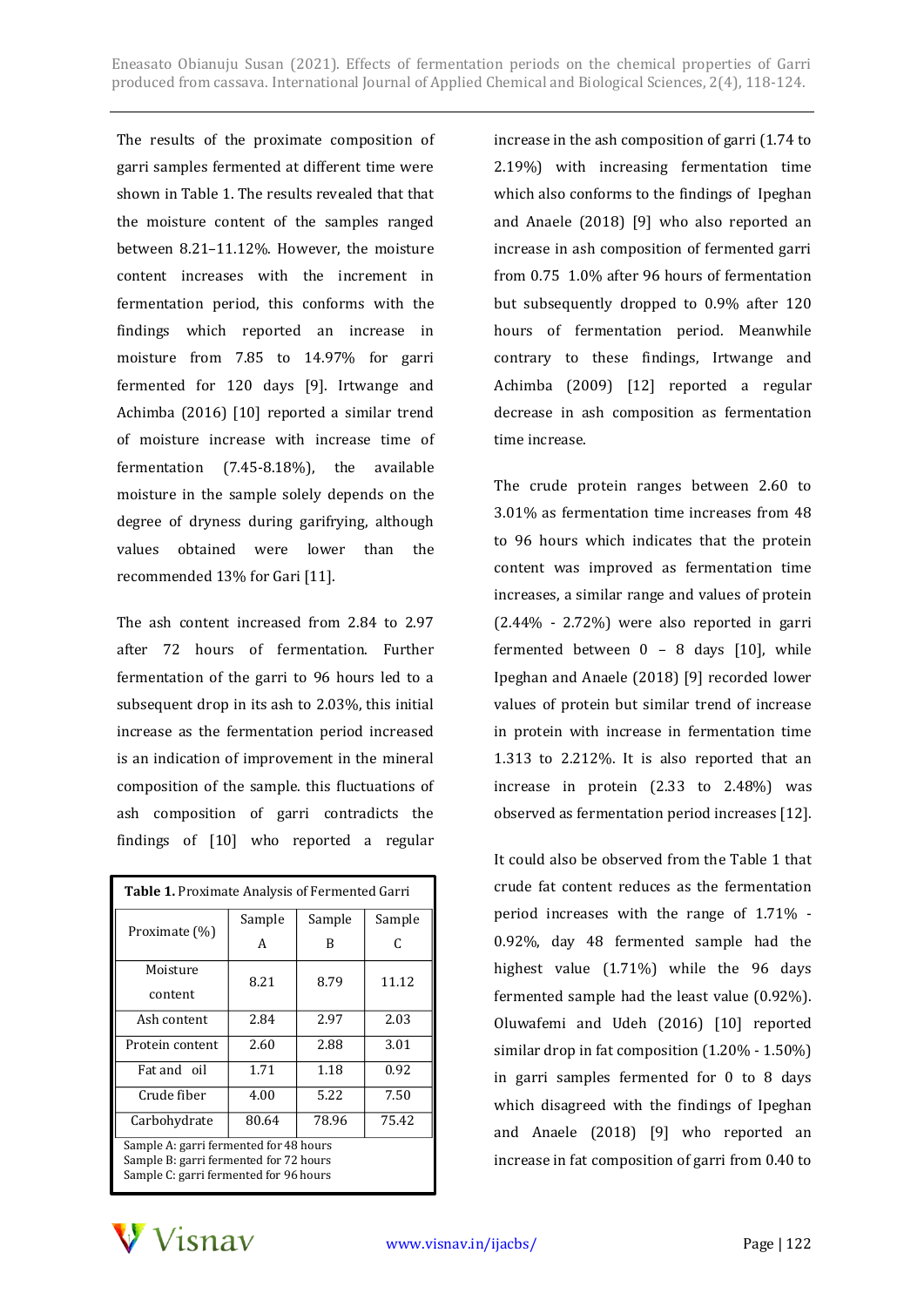The results of the proximate composition of garri samples fermented at different time were shown in Table 1. The results revealed that that the moisture content of the samples ranged between 8.21–11.12%. However, the moisture content increases with the increment in fermentation period, this conforms with the findings which reported an increase in moisture from 7.85 to 14.97% for garri fermented for 120 days [9]. Irtwange and Achimba (2016) [10] reported a similar trend of moisture increase with increase time of fermentation (7.45-8.18%), the available moisture in the sample solely depends on the degree of dryness during garifrying, although values obtained were lower than the recommended 13% for Gari [11].

The ash content increased from 2.84 to 2.97 after 72 hours of fermentation. Further fermentation of the garri to 96 hours led to a subsequent drop in its ash to 2.03%, this initial increase as the fermentation period increased is an indication of improvement in the mineral composition of the sample. this fluctuations of ash composition of garri contradicts the findings of [10] who reported a regular increase in the ash composition of garri (1.74 to 2.19%) with increasing fermentation time which also conforms to the findings of Ipeghan and Anaele (2018) [9] who also reported an increase in ash composition of fermented garri from 0.75 1.0% after 96 hours of fermentation but subsequently dropped to 0.9% after 120 hours of fermentation period. Meanwhile contrary to these findings, Irtwange and Achimba (2009) [12] reported a regular decrease in ash composition as fermentation time increase.

**Table 1.** Proximate Analysis of Fermented Garri

| Proximate (%) | Sample A | Sample B | Sample C |
|---|---|---|---|
| Moisture content | 8.21 | 8.79 | 11.12 |
| Ash content | 2.84 | 2.97 | 2.03 |
| Protein content | 2.60 | 2.88 | 3.01 |
| Fat and oil | 1.71 | 1.18 | 0.92 |
| Crude fiber | 4.00 | 5.22 | 7.50 |
| Carbohydrate | 80.64 | 78.96 | 75.42 |

Sample A: garri fermented for 48 hours
Sample B: garri fermented for 72 hours
Sample C: garri fermented for 96 hours

The crude protein ranges between 2.60 to 3.01% as fermentation time increases from 48 to 96 hours which indicates that the protein content was improved as fermentation time increases, a similar range and values of protein (2.44% - 2.72%) were also reported in garri fermented between 0 – 8 days [10], while Ipeghan and Anaele (2018) [9] recorded lower values of protein but similar trend of increase in protein with increase in fermentation time 1.313 to 2.212%. It is also reported that an increase in protein (2.33 to 2.48%) was observed as fermentation period increases [12].

It could also be observed from the Table 1 that crude fat content reduces as the fermentation period increases with the range of 1.71% - 0.92%, day 48 fermented sample had the highest value (1.71%) while the 96 days fermented sample had the least value (0.92%). Oluwafemi and Udeh (2016) [10] reported similar drop in fat composition (1.20% - 1.50%) in garri samples fermented for 0 to 8 days which disagreed with the findings of Ipeghan and Anaele (2018) [9] who reported an increase in fat composition of garri from 0.40 to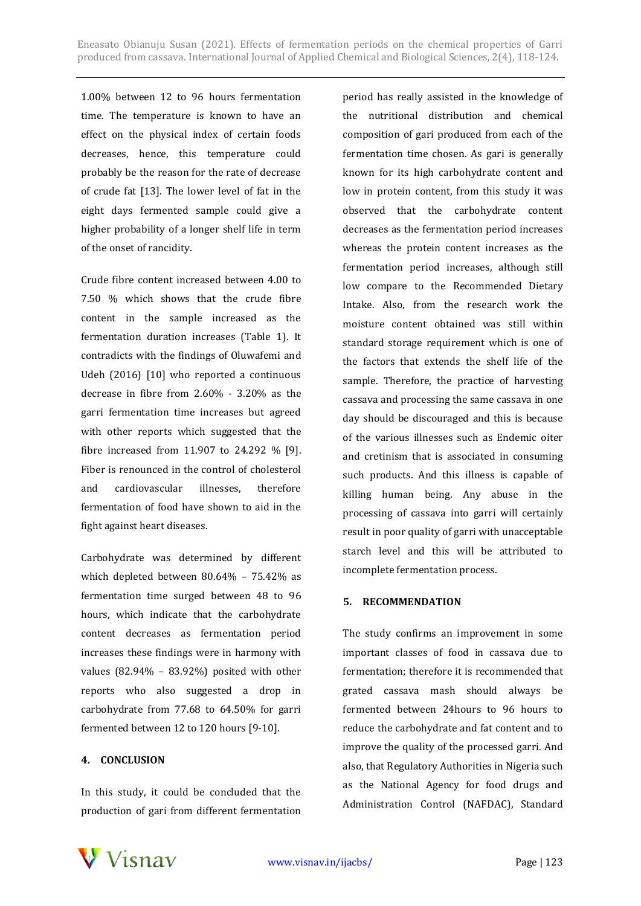1.00% between 12 to 96 hours fermentation time. The temperature is known to have an effect on the physical index of certain foods decreases, hence, this temperature could probably be the reason for the rate of decrease of crude fat [13]. The lower level of fat in the eight days fermented sample could give a higher probability of a longer shelf life in term of the onset of rancidity.

Crude fibre content increased between 4.00 to 7.50 % which shows that the crude fibre content in the sample increased as the fermentation duration increases (Table 1). It contradicts with the findings of Oluwafemi and Udeh (2016) [10] who reported a continuous decrease in fibre from 2.60% - 3.20% as the garri fermentation time increases but agreed with other reports which suggested that the fibre increased from 11.907 to 24.292 % [9]. Fiber is renounced in the control of cholesterol and cardiovascular illnesses, therefore fermentation of food have shown to aid in the fight against heart diseases.

Carbohydrate was determined by different which depleted between 80.64% – 75.42% as fermentation time surged between 48 to 96 hours, which indicate that the carbohydrate content decreases as fermentation period increases these findings were in harmony with values (82.94% – 83.92%) posited with other reports who also suggested a drop in carbohydrate from 77.68 to 64.50% for garri fermented between 12 to 120 hours [9-10].

## 4. CONCLUSION

In this study, it could be concluded that the production of gari from different fermentation period has really assisted in the knowledge of the nutritional distribution and chemical composition of gari produced from each of the fermentation time chosen. As gari is generally known for its high carbohydrate content and low in protein content, from this study it was observed that the carbohydrate content decreases as the fermentation period increases whereas the protein content increases as the fermentation period increases, although still low compare to the Recommended Dietary Intake. Also, from the research work the moisture content obtained was still within standard storage requirement which is one of the factors that extends the shelf life of the sample. Therefore, the practice of harvesting cassava and processing the same cassava in one day should be discouraged and this is because of the various illnesses such as Endemic oiter and cretinism that is associated in consuming such products. And this illness is capable of killing human being. Any abuse in the processing of cassava into garri will certainly result in poor quality of garri with unacceptable starch level and this will be attributed to incomplete fermentation process.

## 5. RECOMMENDATION

The study confirms an improvement in some important classes of food in cassava due to fermentation; therefore it is recommended that grated cassava mash should always be fermented between 24hours to 96 hours to reduce the carbohydrate and fat content and to improve the quality of the processed garri. And also, that Regulatory Authorities in Nigeria such as the National Agency for food drugs and Administration Control (NAFDAC), Standard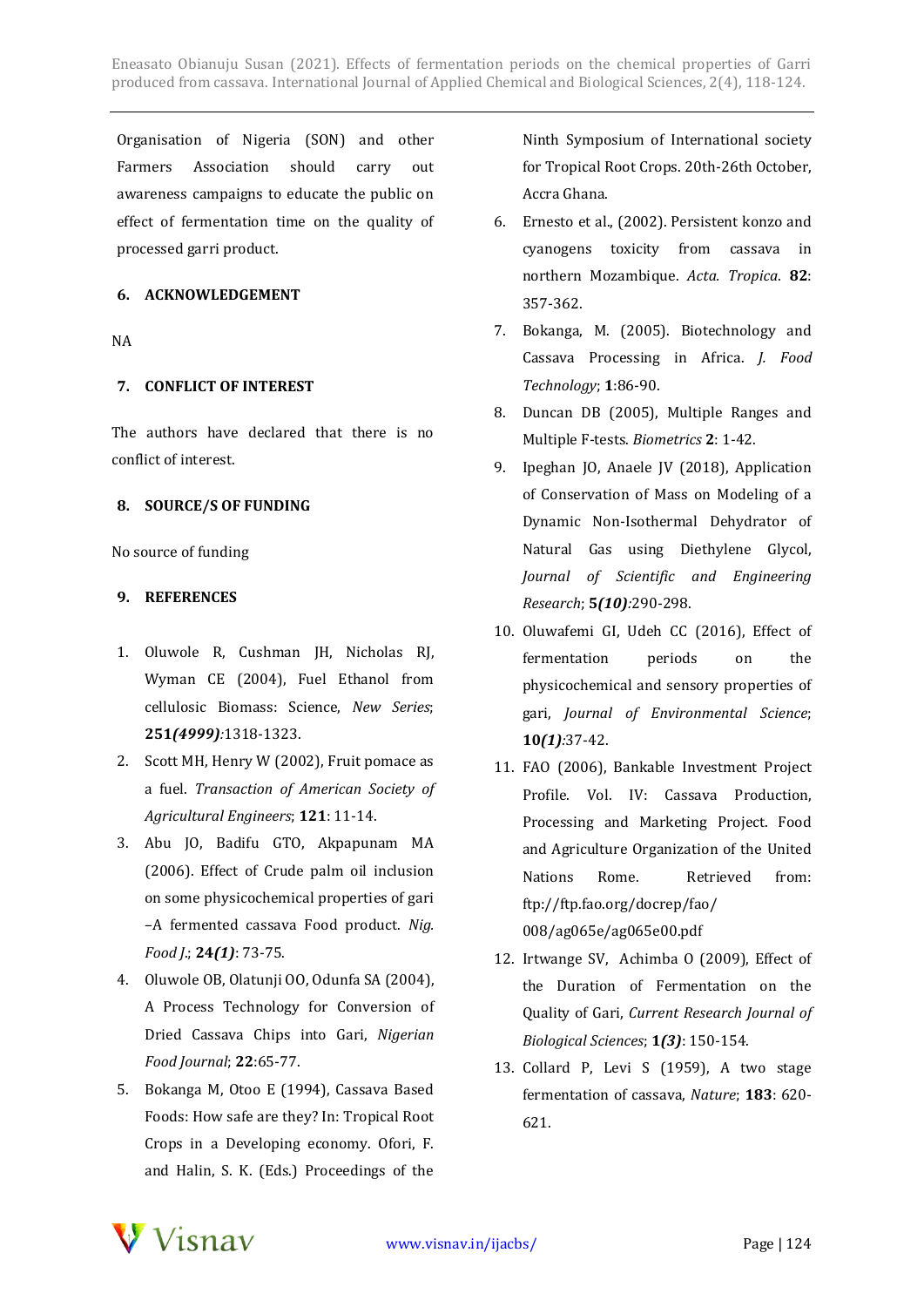Organisation of Nigeria (SON) and other Farmers Association should carry out awareness campaigns to educate the public on effect of fermentation time on the quality of processed garri product.

## 6. ACKNOWLEDGEMENT

NA

## 7. CONFLICT OF INTEREST

The authors have declared that there is no conflict of interest.

## 8. SOURCE/S OF FUNDING

No source of funding

## 9. REFERENCES

1. Oluwole R, Cushman JH, Nicholas RJ, Wyman CE (2004), Fuel Ethanol from cellulosic Biomass: Science, *New Series*; **251*(4999)***:1318-1323.
2. Scott MH, Henry W (2002), Fruit pomace as a fuel. *Transaction of American Society of Agricultural Engineers*; **121**: 11-14.
3. Abu JO, Badifu GTO, Akpapunam MA (2006). Effect of Crude palm oil inclusion on some physicochemical properties of gari –A fermented cassava Food product. *Nig. Food J*.; **24*(1)***: 73-75.
4. Oluwole OB, Olatunji OO, Odunfa SA (2004), A Process Technology for Conversion of Dried Cassava Chips into Gari, *Nigerian Food Journal*; **22**:65-77.
5. Bokanga M, Otoo E (1994), Cassava Based Foods: How safe are they? In: Tropical Root Crops in a Developing economy. Ofori, F. and Halin, S. K. (Eds.) Proceedings of the Ninth Symposium of International society for Tropical Root Crops. 20th-26th October, Accra Ghana.
6. Ernesto et al., (2002). Persistent konzo and cyanogens toxicity from cassava in northern Mozambique. *Acta. Tropica*. **82**: 357-362.
7. Bokanga, M. (2005). Biotechnology and Cassava Processing in Africa. *J. Food Technology*; **1**:86-90.
8. Duncan DB (2005), Multiple Ranges and Multiple F-tests. *Biometrics* **2**: 1-42.
9. Ipeghan JO, Anaele JV (2018), Application of Conservation of Mass on Modeling of a Dynamic Non-Isothermal Dehydrator of Natural Gas using Diethylene Glycol, *Journal of Scientific and Engineering Research*; **5*(10)***:290-298.
10. Oluwafemi GI, Udeh CC (2016), Effect of fermentation periods on the physicochemical and sensory properties of gari, *Journal of Environmental Science*; **10*(1)***:37-42.
11. FAO (2006), Bankable Investment Project Profile. Vol. IV: Cassava Production, Processing and Marketing Project. Food and Agriculture Organization of the United Nations Rome. Retrieved from: ftp://ftp.fao.org/docrep/fao/ 008/ag065e/ag065e00.pdf
12. Irtwange SV, Achimba O (2009), Effect of the Duration of Fermentation on the Quality of Gari, *Current Research Journal of Biological Sciences*; **1*(3)***: 150-154.
13. Collard P, Levi S (1959), A two stage fermentation of cassava, *Nature*; **183**: 620-621.